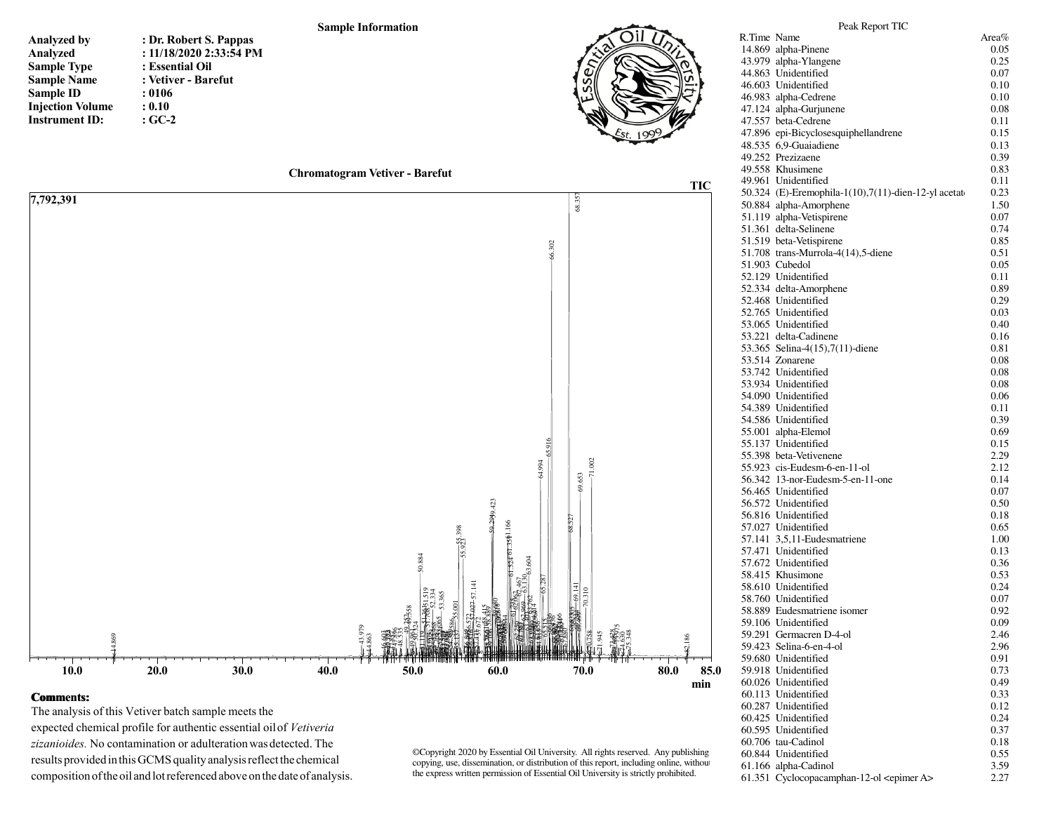## Sample Information

**Analyzed by** : Dr. Robert S. Pappas
**Analyzed** : 11/18/2020 2:33:54 PM
**Sample Type** : Essential Oil
**Sample Name** : Vetiver - Barefut
**Sample ID** : 0106
**Injection Volume** : 0.10
**Instrument ID:** : GC-2

Essential Oil University
Est. 1999

### Chromatogram Vetiver - Barefut

TIC
7,792,391

min

**Comments:**

The analysis of this Vetiver batch sample meets the expected chemical profile for authentic essential oil of *Vetiveria zizanioides.* No contamination or adulteration was detected. The results provided in this GCMS quality analysis reflect the chemical composition of the oil and lot referenced above on the date of analysis.

©Copyright 2020 by Essential Oil University. All rights reserved. Any publishing copying, use, dissemination, or distribution of this report, including online, without the express written permission of Essential Oil University is strictly prohibited.

### Peak Report TIC

| R.Time | Name | Area% |
|---|---|---|
| 14.869 | alpha-Pinene | 0.05 |
| 43.979 | alpha-Ylangene | 0.25 |
| 44.863 | Unidentified | 0.07 |
| 46.603 | Unidentified | 0.10 |
| 46.983 | alpha-Cedrene | 0.10 |
| 47.124 | alpha-Gurjunene | 0.08 |
| 47.557 | beta-Cedrene | 0.11 |
| 47.896 | epi-Bicyclosesquiphellandrene | 0.15 |
| 48.535 | 6,9-Guaiadiene | 0.13 |
| 49.252 | Prezizaene | 0.39 |
| 49.558 | Khusimene | 0.83 |
| 49.961 | Unidentified | 0.11 |
| 50.324 | (E)-Eremophila-1(10),7(11)-dien-12-yl acetat | 0.23 |
| 50.884 | alpha-Amorphene | 1.50 |
| 51.119 | alpha-Vetispirene | 0.07 |
| 51.361 | delta-Selinene | 0.74 |
| 51.519 | beta-Vetispirene | 0.85 |
| 51.708 | trans-Murrola-4(14),5-diene | 0.51 |
| 51.903 | Cubedol | 0.05 |
| 52.129 | Unidentified | 0.11 |
| 52.334 | delta-Amorphene | 0.89 |
| 52.468 | Unidentified | 0.29 |
| 52.765 | Unidentified | 0.03 |
| 53.065 | Unidentified | 0.40 |
| 53.221 | delta-Cadinene | 0.16 |
| 53.365 | Selina-4(15),7(11)-diene | 0.81 |
| 53.514 | Zonarene | 0.08 |
| 53.742 | Unidentified | 0.08 |
| 53.934 | Unidentified | 0.08 |
| 54.090 | Unidentified | 0.06 |
| 54.389 | Unidentified | 0.11 |
| 54.586 | Unidentified | 0.39 |
| 55.001 | alpha-Elemol | 0.69 |
| 55.137 | Unidentified | 0.15 |
| 55.398 | beta-Vetivenene | 2.29 |
| 55.923 | cis-Eudesm-6-en-11-ol | 2.12 |
| 56.342 | 13-nor-Eudesm-5-en-11-one | 0.14 |
| 56.465 | Unidentified | 0.07 |
| 56.572 | Unidentified | 0.50 |
| 56.816 | Unidentified | 0.18 |
| 57.027 | Unidentified | 0.65 |
| 57.141 | 3,5,11-Eudesmatriene | 1.00 |
| 57.471 | Unidentified | 0.13 |
| 57.672 | Unidentified | 0.36 |
| 58.415 | Khusimone | 0.53 |
| 58.610 | Unidentified | 0.24 |
| 58.760 | Unidentified | 0.07 |
| 58.889 | Eudesmatriene isomer | 0.92 |
| 59.106 | Unidentified | 0.09 |
| 59.291 | Germacren D-4-ol | 2.46 |
| 59.423 | Selina-6-en-4-ol | 2.96 |
| 59.680 | Unidentified | 0.91 |
| 59.918 | Unidentified | 0.73 |
| 60.026 | Unidentified | 0.49 |
| 60.113 | Unidentified | 0.33 |
| 60.287 | Unidentified | 0.12 |
| 60.425 | Unidentified | 0.24 |
| 60.595 | Unidentified | 0.37 |
| 60.706 | tau-Cadinol | 0.18 |
| 60.844 | Unidentified | 0.55 |
| 61.166 | alpha-Cadinol | 3.59 |
| 61.351 | Cyclocopacamphan-12-ol <epimer A> | 2.27 |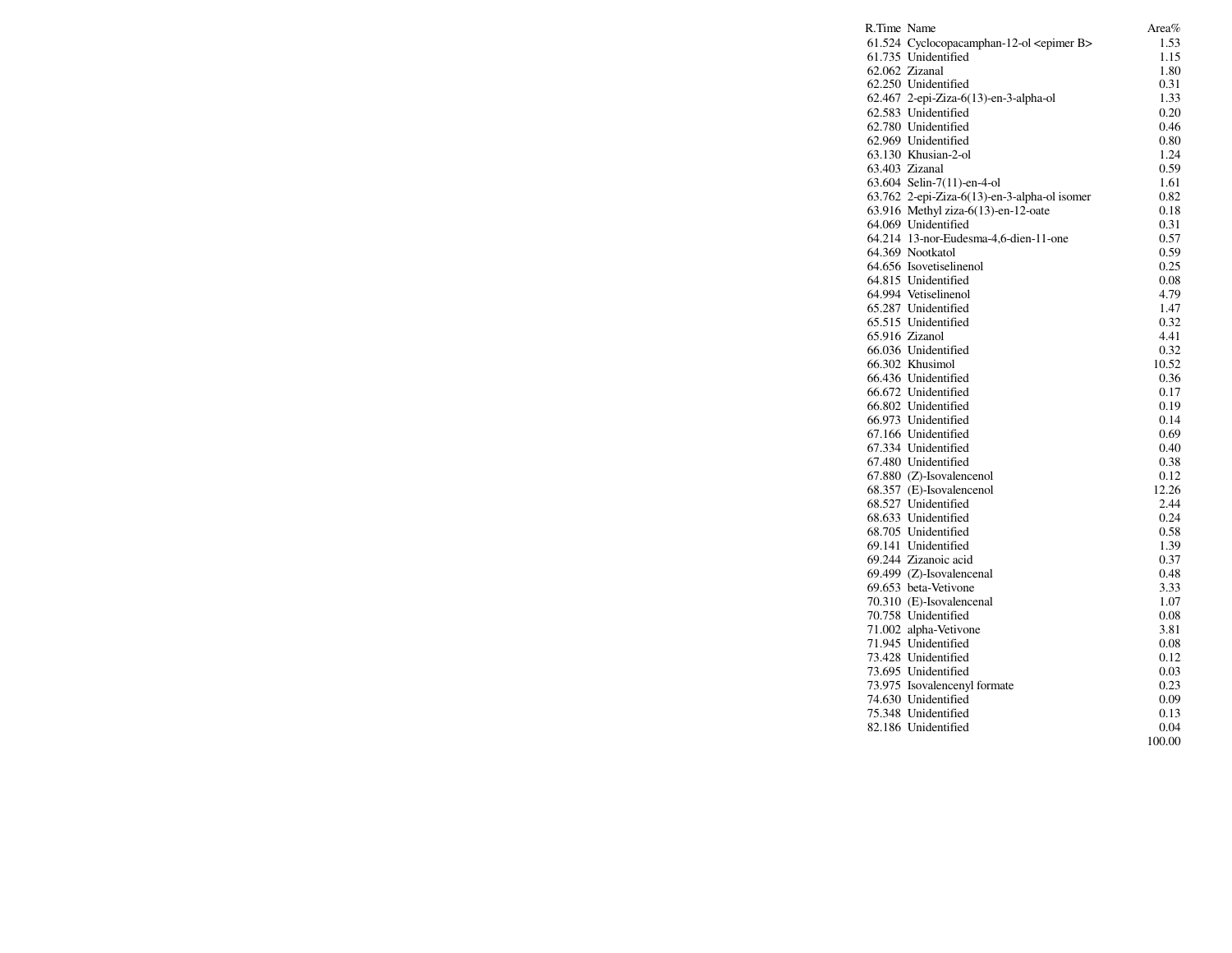| R.Time | Name | Area% |
|---|---|---|
| 61.524 | Cyclocopacamphan-12-ol <epimer B> | 1.53 |
| 61.735 | Unidentified | 1.15 |
| 62.062 | Zizanal | 1.80 |
| 62.250 | Unidentified | 0.31 |
| 62.467 | 2-epi-Ziza-6(13)-en-3-alpha-ol | 1.33 |
| 62.583 | Unidentified | 0.20 |
| 62.780 | Unidentified | 0.46 |
| 62.969 | Unidentified | 0.80 |
| 63.130 | Khusian-2-ol | 1.24 |
| 63.403 | Zizanal | 0.59 |
| 63.604 | Selin-7(11)-en-4-ol | 1.61 |
| 63.762 | 2-epi-Ziza-6(13)-en-3-alpha-ol isomer | 0.82 |
| 63.916 | Methyl ziza-6(13)-en-12-oate | 0.18 |
| 64.069 | Unidentified | 0.31 |
| 64.214 | 13-nor-Eudesma-4,6-dien-11-one | 0.57 |
| 64.369 | Nootkatol | 0.59 |
| 64.656 | Isovetiselinenol | 0.25 |
| 64.815 | Unidentified | 0.08 |
| 64.994 | Vetiselinenol | 4.79 |
| 65.287 | Unidentified | 1.47 |
| 65.515 | Unidentified | 0.32 |
| 65.916 | Zizanol | 4.41 |
| 66.036 | Unidentified | 0.32 |
| 66.302 | Khusimol | 10.52 |
| 66.436 | Unidentified | 0.36 |
| 66.672 | Unidentified | 0.17 |
| 66.802 | Unidentified | 0.19 |
| 66.973 | Unidentified | 0.14 |
| 67.166 | Unidentified | 0.69 |
| 67.334 | Unidentified | 0.40 |
| 67.480 | Unidentified | 0.38 |
| 67.880 | (Z)-Isovalencenol | 0.12 |
| 68.357 | (E)-Isovalencenol | 12.26 |
| 68.527 | Unidentified | 2.44 |
| 68.633 | Unidentified | 0.24 |
| 68.705 | Unidentified | 0.58 |
| 69.141 | Unidentified | 1.39 |
| 69.244 | Zizanoic acid | 0.37 |
| 69.499 | (Z)-Isovalencenal | 0.48 |
| 69.653 | beta-Vetivone | 3.33 |
| 70.310 | (E)-Isovalencenal | 1.07 |
| 70.758 | Unidentified | 0.08 |
| 71.002 | alpha-Vetivone | 3.81 |
| 71.945 | Unidentified | 0.08 |
| 73.428 | Unidentified | 0.12 |
| 73.695 | Unidentified | 0.03 |
| 73.975 | Isovalencenyl formate | 0.23 |
| 74.630 | Unidentified | 0.09 |
| 75.348 | Unidentified | 0.13 |
| 82.186 | Unidentified | 0.04 |
| | | 100.00 |